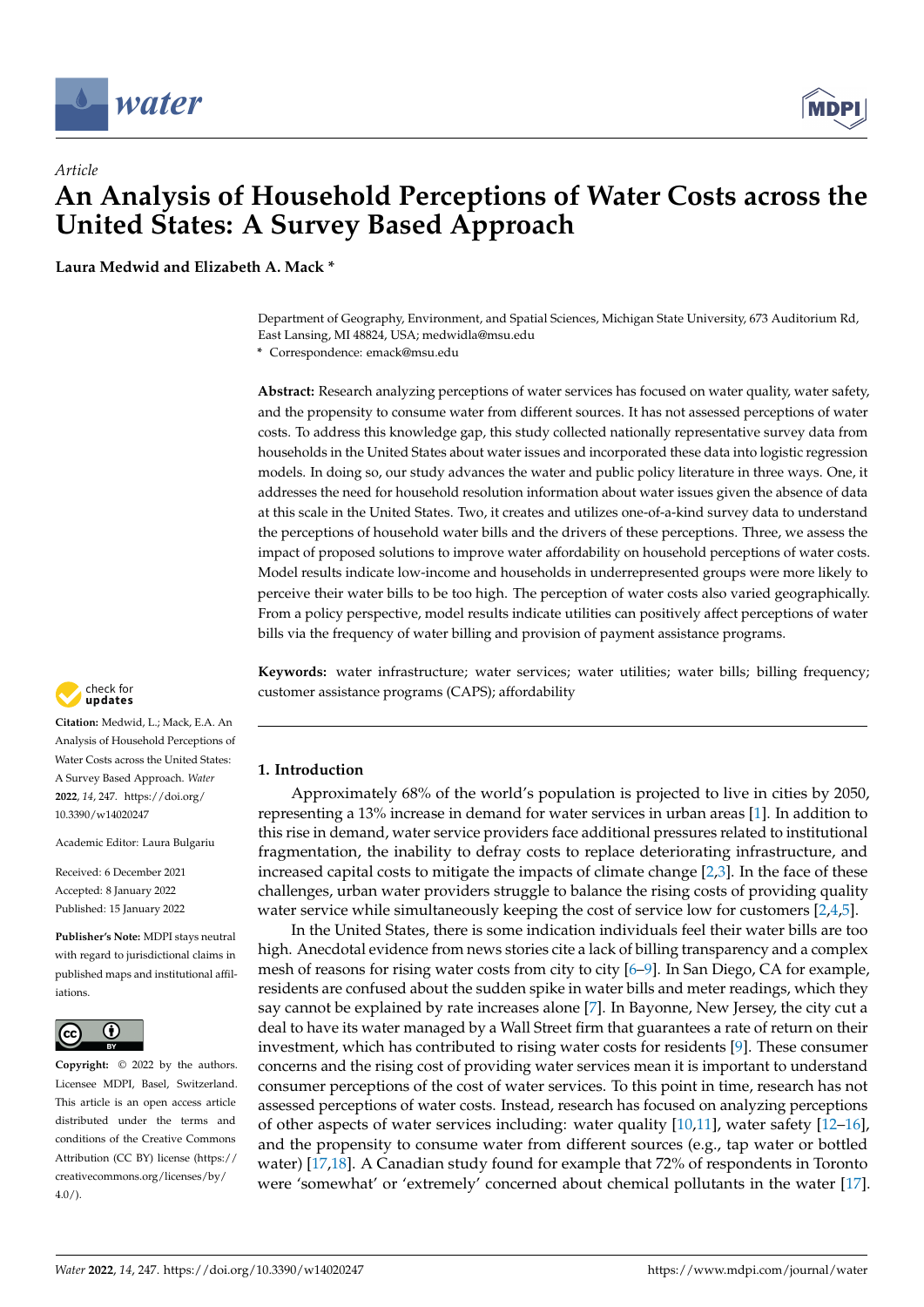*Article*

# An Analysis of Household Perceptions of Water Costs across the United States: A Survey Based Approach

**Laura Medwid and Elizabeth A. Mack ***

Department of Geography, Environment, and Spatial Sciences, Michigan State University, 673 Auditorium Rd, East Lansing, MI 48824, USA; medwidla@msu.edu
* Correspondence: emack@msu.edu

**Abstract:** Research analyzing perceptions of water services has focused on water quality, water safety, and the propensity to consume water from different sources. It has not assessed perceptions of water costs. To address this knowledge gap, this study collected nationally representative survey data from households in the United States about water issues and incorporated these data into logistic regression models. In doing so, our study advances the water and public policy literature in three ways. One, it addresses the need for household resolution information about water issues given the absence of data at this scale in the United States. Two, it creates and utilizes one-of-a-kind survey data to understand the perceptions of household water bills and the drivers of these perceptions. Three, we assess the impact of proposed solutions to improve water affordability on household perceptions of water costs. Model results indicate low-income and households in underrepresented groups were more likely to perceive their water bills to be too high. The perception of water costs also varied geographically. From a policy perspective, model results indicate utilities can positively affect perceptions of water bills via the frequency of water billing and provision of payment assistance programs.

**Keywords:** water infrastructure; water services; water utilities; water bills; billing frequency; customer assistance programs (CAPS); affordability

**Citation:** Medwid, L.; Mack, E.A. An Analysis of Household Perceptions of Water Costs across the United States: A Survey Based Approach. *Water* **2022**, *14*, 247. https://doi.org/10.3390/w14020247

Academic Editor: Laura Bulgariu

Received: 6 December 2021
Accepted: 8 January 2022
Published: 15 January 2022

**Publisher's Note:** MDPI stays neutral with regard to jurisdictional claims in published maps and institutional affiliations.

**Copyright:** © 2022 by the authors. Licensee MDPI, Basel, Switzerland. This article is an open access article distributed under the terms and conditions of the Creative Commons Attribution (CC BY) license (https://creativecommons.org/licenses/by/4.0/).

## 1. Introduction

Approximately 68% of the world's population is projected to live in cities by 2050, representing a 13% increase in demand for water services in urban areas [1]. In addition to this rise in demand, water service providers face additional pressures related to institutional fragmentation, the inability to defray costs to replace deteriorating infrastructure, and increased capital costs to mitigate the impacts of climate change [2,3]. In the face of these challenges, urban water providers struggle to balance the rising costs of providing quality water service while simultaneously keeping the cost of service low for customers [2,4,5].

In the United States, there is some indication individuals feel their water bills are too high. Anecdotal evidence from news stories cite a lack of billing transparency and a complex mesh of reasons for rising water costs from city to city [6–9]. In San Diego, CA for example, residents are confused about the sudden spike in water bills and meter readings, which they say cannot be explained by rate increases alone [7]. In Bayonne, New Jersey, the city cut a deal to have its water managed by a Wall Street firm that guarantees a rate of return on their investment, which has contributed to rising water costs for residents [9]. These consumer concerns and the rising cost of providing water services mean it is important to understand consumer perceptions of the cost of water services. To this point in time, research has not assessed perceptions of water costs. Instead, research has focused on analyzing perceptions of other aspects of water services including: water quality [10,11], water safety [12–16], and the propensity to consume water from different sources (e.g., tap water or bottled water) [17,18]. A Canadian study found for example that 72% of respondents in Toronto were 'somewhat' or 'extremely' concerned about chemical pollutants in the water [17].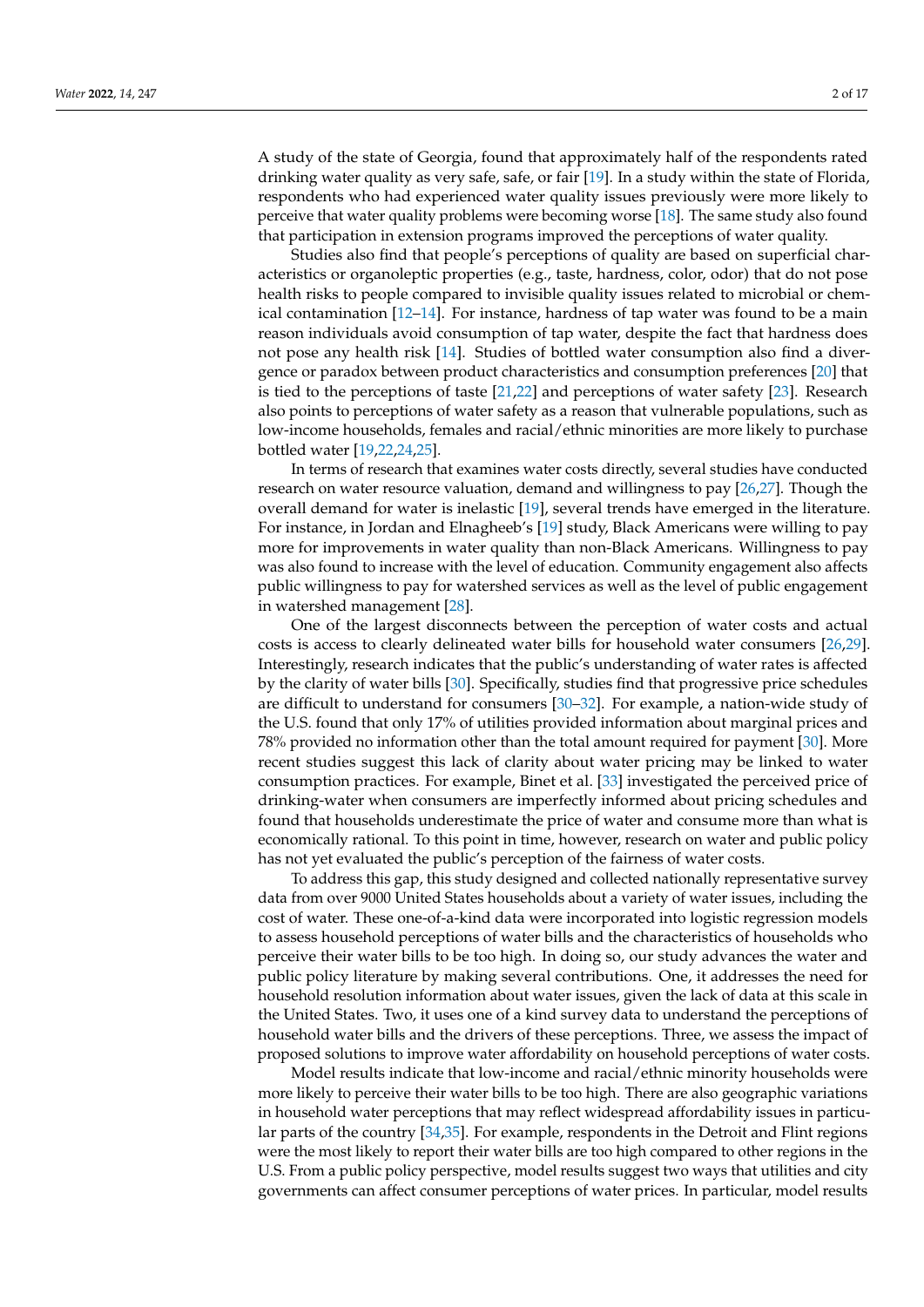A study of the state of Georgia, found that approximately half of the respondents rated drinking water quality as very safe, safe, or fair [19]. In a study within the state of Florida, respondents who had experienced water quality issues previously were more likely to perceive that water quality problems were becoming worse [18]. The same study also found that participation in extension programs improved the perceptions of water quality.

Studies also find that people's perceptions of quality are based on superficial characteristics or organoleptic properties (e.g., taste, hardness, color, odor) that do not pose health risks to people compared to invisible quality issues related to microbial or chemical contamination [12–14]. For instance, hardness of tap water was found to be a main reason individuals avoid consumption of tap water, despite the fact that hardness does not pose any health risk [14]. Studies of bottled water consumption also find a divergence or paradox between product characteristics and consumption preferences [20] that is tied to the perceptions of taste [21,22] and perceptions of water safety [23]. Research also points to perceptions of water safety as a reason that vulnerable populations, such as low-income households, females and racial/ethnic minorities are more likely to purchase bottled water [19,22,24,25].

In terms of research that examines water costs directly, several studies have conducted research on water resource valuation, demand and willingness to pay [26,27]. Though the overall demand for water is inelastic [19], several trends have emerged in the literature. For instance, in Jordan and Elnagheeb's [19] study, Black Americans were willing to pay more for improvements in water quality than non-Black Americans. Willingness to pay was also found to increase with the level of education. Community engagement also affects public willingness to pay for watershed services as well as the level of public engagement in watershed management [28].

One of the largest disconnects between the perception of water costs and actual costs is access to clearly delineated water bills for household water consumers [26,29]. Interestingly, research indicates that the public's understanding of water rates is affected by the clarity of water bills [30]. Specifically, studies find that progressive price schedules are difficult to understand for consumers [30–32]. For example, a nation-wide study of the U.S. found that only 17% of utilities provided information about marginal prices and 78% provided no information other than the total amount required for payment [30]. More recent studies suggest this lack of clarity about water pricing may be linked to water consumption practices. For example, Binet et al. [33] investigated the perceived price of drinking-water when consumers are imperfectly informed about pricing schedules and found that households underestimate the price of water and consume more than what is economically rational. To this point in time, however, research on water and public policy has not yet evaluated the public's perception of the fairness of water costs.

To address this gap, this study designed and collected nationally representative survey data from over 9000 United States households about a variety of water issues, including the cost of water. These one-of-a-kind data were incorporated into logistic regression models to assess household perceptions of water bills and the characteristics of households who perceive their water bills to be too high. In doing so, our study advances the water and public policy literature by making several contributions. One, it addresses the need for household resolution information about water issues, given the lack of data at this scale in the United States. Two, it uses one of a kind survey data to understand the perceptions of household water bills and the drivers of these perceptions. Three, we assess the impact of proposed solutions to improve water affordability on household perceptions of water costs.

Model results indicate that low-income and racial/ethnic minority households were more likely to perceive their water bills to be too high. There are also geographic variations in household water perceptions that may reflect widespread affordability issues in particular parts of the country [34,35]. For example, respondents in the Detroit and Flint regions were the most likely to report their water bills are too high compared to other regions in the U.S. From a public policy perspective, model results suggest two ways that utilities and city governments can affect consumer perceptions of water prices. In particular, model results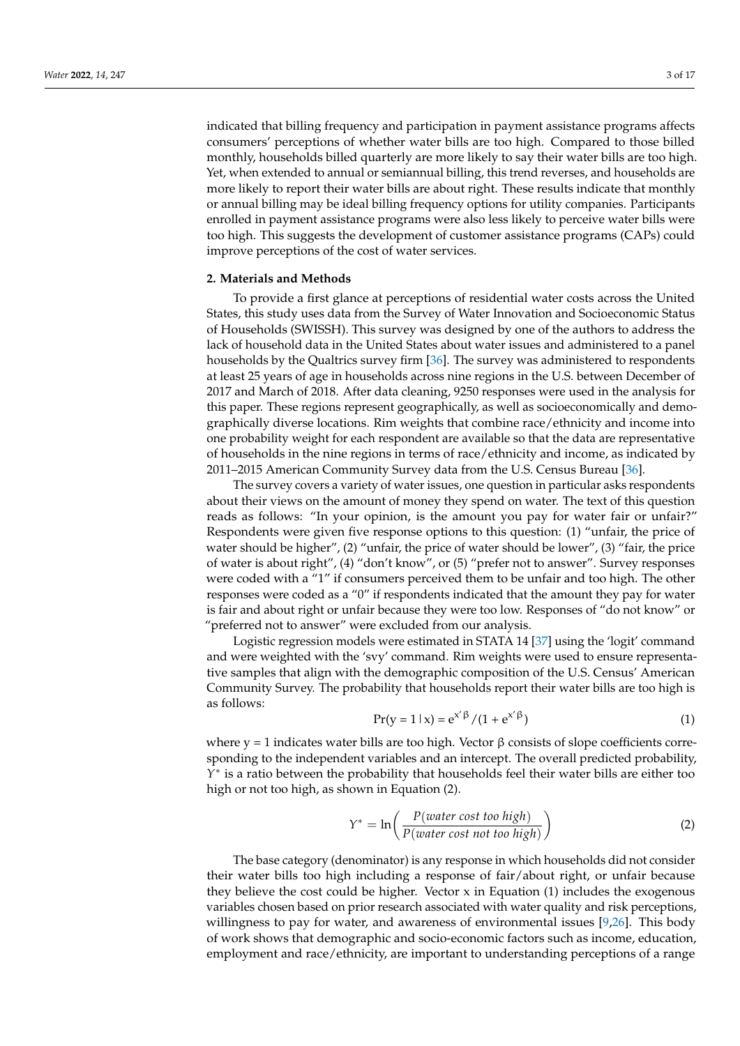indicated that billing frequency and participation in payment assistance programs affects consumers' perceptions of whether water bills are too high. Compared to those billed monthly, households billed quarterly are more likely to say their water bills are too high. Yet, when extended to annual or semiannual billing, this trend reverses, and households are more likely to report their water bills are about right. These results indicate that monthly or annual billing may be ideal billing frequency options for utility companies. Participants enrolled in payment assistance programs were also less likely to perceive water bills were too high. This suggests the development of customer assistance programs (CAPs) could improve perceptions of the cost of water services.

## 2. Materials and Methods

To provide a first glance at perceptions of residential water costs across the United States, this study uses data from the Survey of Water Innovation and Socioeconomic Status of Households (SWISSH). This survey was designed by one of the authors to address the lack of household data in the United States about water issues and administered to a panel households by the Qualtrics survey firm [36]. The survey was administered to respondents at least 25 years of age in households across nine regions in the U.S. between December of 2017 and March of 2018. After data cleaning, 9250 responses were used in the analysis for this paper. These regions represent geographically, as well as socioeconomically and demographically diverse locations. Rim weights that combine race/ethnicity and income into one probability weight for each respondent are available so that the data are representative of households in the nine regions in terms of race/ethnicity and income, as indicated by 2011–2015 American Community Survey data from the U.S. Census Bureau [36].

The survey covers a variety of water issues, one question in particular asks respondents about their views on the amount of money they spend on water. The text of this question reads as follows: "In your opinion, is the amount you pay for water fair or unfair?" Respondents were given five response options to this question: (1) "unfair, the price of water should be higher", (2) "unfair, the price of water should be lower", (3) "fair, the price of water is about right", (4) "don't know", or (5) "prefer not to answer". Survey responses were coded with a "1" if consumers perceived them to be unfair and too high. The other responses were coded as a "0" if respondents indicated that the amount they pay for water is fair and about right or unfair because they were too low. Responses of "do not know" or "preferred not to answer" were excluded from our analysis.

Logistic regression models were estimated in STATA 14 [37] using the 'logit' command and were weighted with the 'svy' command. Rim weights were used to ensure representative samples that align with the demographic composition of the U.S. Census' American Community Survey. The probability that households report their water bills are too high is as follows:

$$\Pr(y = 1 \mid x) = e^{x'\beta} / (1 + e^{x'\beta}) \tag{1}$$

where y = 1 indicates water bills are too high. Vector β consists of slope coefficients corresponding to the independent variables and an intercept. The overall predicted probability, $Y^*$ is a ratio between the probability that households feel their water bills are either too high or not too high, as shown in Equation (2).

$$Y^* = \ln\left(\frac{P(water\ cost\ too\ high)}{P(water\ cost\ not\ too\ high)}\right) \tag{2}$$

The base category (denominator) is any response in which households did not consider their water bills too high including a response of fair/about right, or unfair because they believe the cost could be higher. Vector x in Equation (1) includes the exogenous variables chosen based on prior research associated with water quality and risk perceptions, willingness to pay for water, and awareness of environmental issues [9,26]. This body of work shows that demographic and socio-economic factors such as income, education, employment and race/ethnicity, are important to understanding perceptions of a range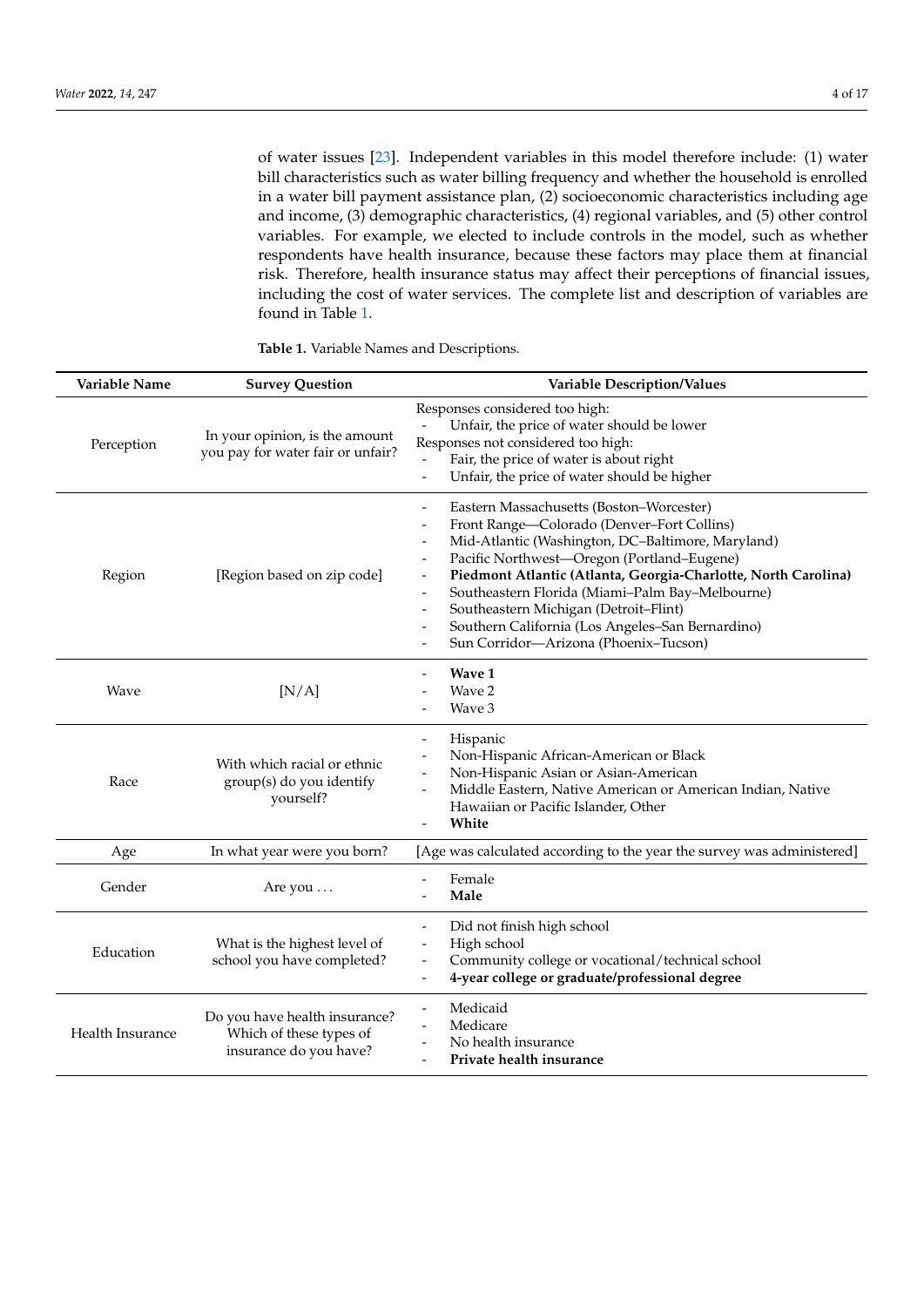of water issues [23]. Independent variables in this model therefore include: (1) water bill characteristics such as water billing frequency and whether the household is enrolled in a water bill payment assistance plan, (2) socioeconomic characteristics including age and income, (3) demographic characteristics, (4) regional variables, and (5) other control variables. For example, we elected to include controls in the model, such as whether respondents have health insurance, because these factors may place them at financial risk. Therefore, health insurance status may affect their perceptions of financial issues, including the cost of water services. The complete list and description of variables are found in Table 1.

**Table 1.** Variable Names and Descriptions.

| Variable Name | Survey Question | Variable Description/Values |
|---|---|---|
| Perception | In your opinion, is the amount you pay for water fair or unfair? | Responses considered too high:<br>- Unfair, the price of water should be lower<br>Responses not considered too high:<br>- Fair, the price of water is about right<br>- Unfair, the price of water should be higher |
| Region | [Region based on zip code] | - Eastern Massachusetts (Boston–Worcester)<br>- Front Range—Colorado (Denver–Fort Collins)<br>- Mid-Atlantic (Washington, DC–Baltimore, Maryland)<br>- Pacific Northwest—Oregon (Portland–Eugene)<br>- **Piedmont Atlantic (Atlanta, Georgia-Charlotte, North Carolina)**<br>- Southeastern Florida (Miami–Palm Bay–Melbourne)<br>- Southeastern Michigan (Detroit–Flint)<br>- Southern California (Los Angeles–San Bernardino)<br>- Sun Corridor—Arizona (Phoenix–Tucson) |
| Wave | [N/A] | - **Wave 1**<br>- Wave 2<br>- Wave 3 |
| Race | With which racial or ethnic group(s) do you identify yourself? | - Hispanic<br>- Non-Hispanic African-American or Black<br>- Non-Hispanic Asian or Asian-American<br>- Middle Eastern, Native American or American Indian, Native Hawaiian or Pacific Islander, Other<br>- **White** |
| Age | In what year were you born? | [Age was calculated according to the year the survey was administered] |
| Gender | Are you ... | - Female<br>- **Male** |
| Education | What is the highest level of school you have completed? | - Did not finish high school<br>- High school<br>- Community college or vocational/technical school<br>- **4-year college or graduate/professional degree** |
| Health Insurance | Do you have health insurance? Which of these types of insurance do you have? | - Medicaid<br>- Medicare<br>- No health insurance<br>- **Private health insurance** |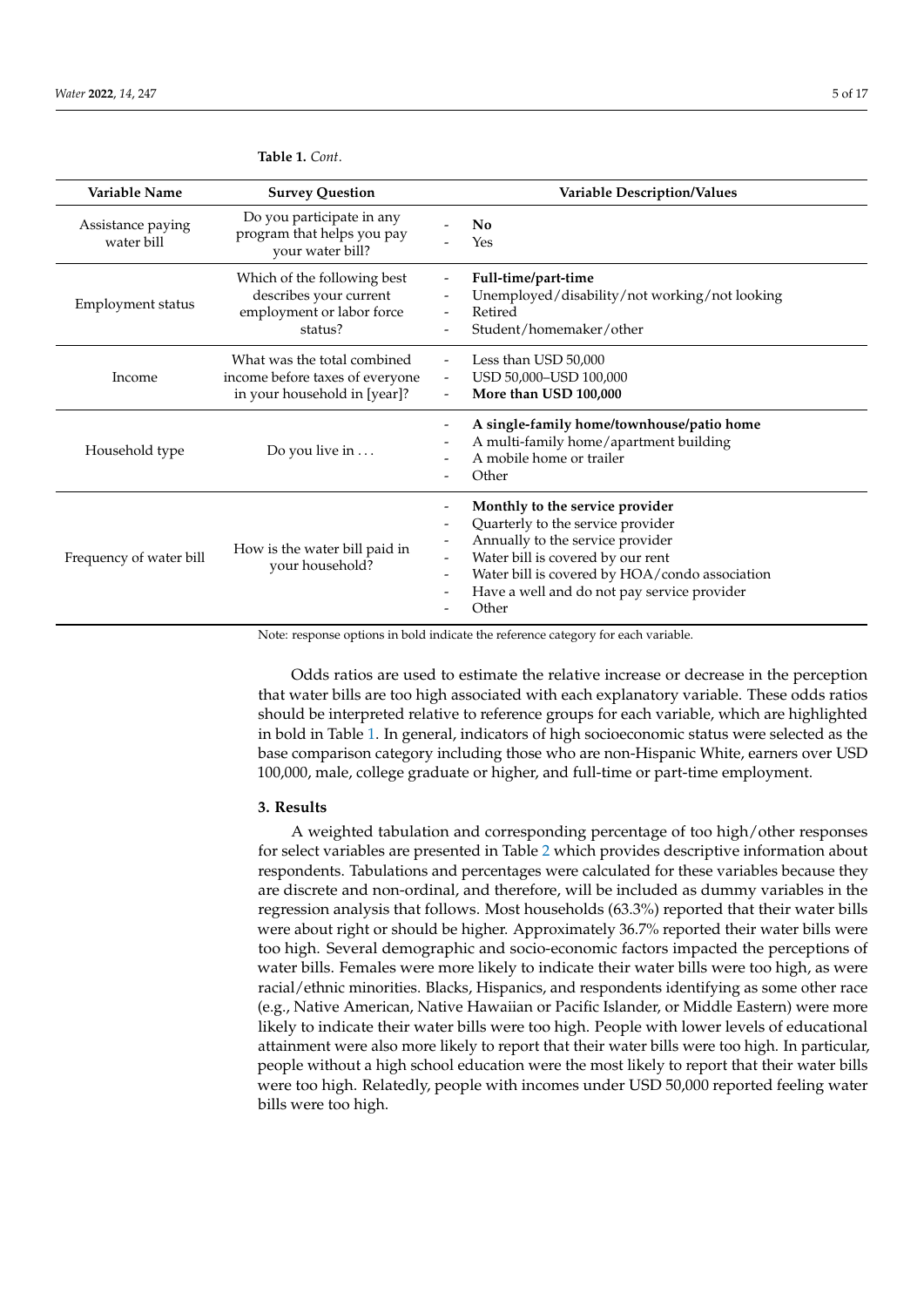**Table 1.** *Cont.*

| Variable Name | Survey Question | Variable Description/Values |
| --- | --- | --- |
| Assistance paying water bill | Do you participate in any program that helps you pay your water bill? | - **No**<br>- Yes |
| Employment status | Which of the following best describes your current employment or labor force status? | - **Full-time/part-time**<br>- Unemployed/disability/not working/not looking<br>- Retired<br>- Student/homemaker/other |
| Income | What was the total combined income before taxes of everyone in your household in [year]? | - Less than USD 50,000<br>- USD 50,000–USD 100,000<br>- **More than USD 100,000** |
| Household type | Do you live in . . . | - **A single-family home/townhouse/patio home**<br>- A multi-family home/apartment building<br>- A mobile home or trailer<br>- Other |
| Frequency of water bill | How is the water bill paid in your household? | - **Monthly to the service provider**<br>- Quarterly to the service provider<br>- Annually to the service provider<br>- Water bill is covered by our rent<br>- Water bill is covered by HOA/condo association<br>- Have a well and do not pay service provider<br>- Other |

Note: response options in bold indicate the reference category for each variable.

Odds ratios are used to estimate the relative increase or decrease in the perception that water bills are too high associated with each explanatory variable. These odds ratios should be interpreted relative to reference groups for each variable, which are highlighted in bold in Table 1. In general, indicators of high socioeconomic status were selected as the base comparison category including those who are non-Hispanic White, earners over USD 100,000, male, college graduate or higher, and full-time or part-time employment.

## 3. Results

A weighted tabulation and corresponding percentage of too high/other responses for select variables are presented in Table 2 which provides descriptive information about respondents. Tabulations and percentages were calculated for these variables because they are discrete and non-ordinal, and therefore, will be included as dummy variables in the regression analysis that follows. Most households (63.3%) reported that their water bills were about right or should be higher. Approximately 36.7% reported their water bills were too high. Several demographic and socio-economic factors impacted the perceptions of water bills. Females were more likely to indicate their water bills were too high, as were racial/ethnic minorities. Blacks, Hispanics, and respondents identifying as some other race (e.g., Native American, Native Hawaiian or Pacific Islander, or Middle Eastern) were more likely to indicate their water bills were too high. People with lower levels of educational attainment were also more likely to report that their water bills were too high. In particular, people without a high school education were the most likely to report that their water bills were too high. Relatedly, people with incomes under USD 50,000 reported feeling water bills were too high.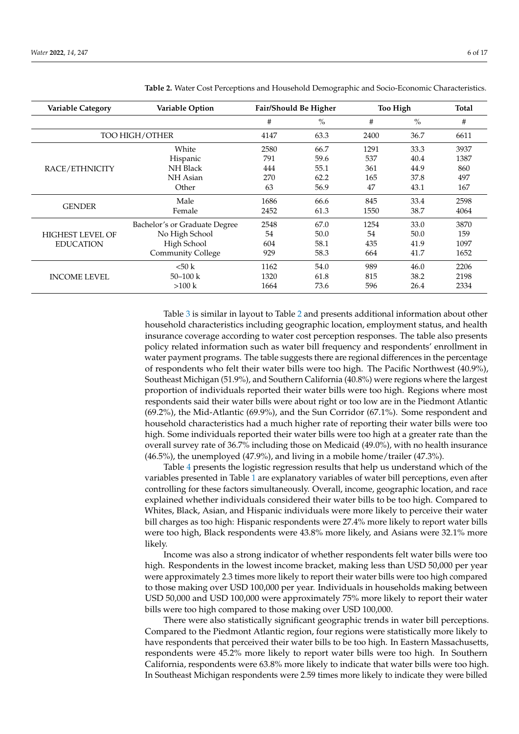**Table 2.** Water Cost Perceptions and Household Demographic and Socio-Economic Characteristics.

| Variable Category | Variable Option | Fair/Should Be Higher | | Too High | | Total |
|---|---|---|---|---|---|---|
| | | # | % | # | % | # |
| TOO HIGH/OTHER | | 4147 | 63.3 | 2400 | 36.7 | 6611 |
| RACE/ETHNICITY | White | 2580 | 66.7 | 1291 | 33.3 | 3937 |
| | Hispanic | 791 | 59.6 | 537 | 40.4 | 1387 |
| | NH Black | 444 | 55.1 | 361 | 44.9 | 860 |
| | NH Asian | 270 | 62.2 | 165 | 37.8 | 497 |
| | Other | 63 | 56.9 | 47 | 43.1 | 167 |
| GENDER | Male | 1686 | 66.6 | 845 | 33.4 | 2598 |
| | Female | 2452 | 61.3 | 1550 | 38.7 | 4064 |
| HIGHEST LEVEL OF EDUCATION | Bachelor's or Graduate Degree | 2548 | 67.0 | 1254 | 33.0 | 3870 |
| | No High School | 54 | 50.0 | 54 | 50.0 | 159 |
| | High School | 604 | 58.1 | 435 | 41.9 | 1097 |
| | Community College | 929 | 58.3 | 664 | 41.7 | 1652 |
| INCOME LEVEL | <50 k | 1162 | 54.0 | 989 | 46.0 | 2206 |
| | 50–100 k | 1320 | 61.8 | 815 | 38.2 | 2198 |
| | >100 k | 1664 | 73.6 | 596 | 26.4 | 2334 |

Table 3 is similar in layout to Table 2 and presents additional information about other household characteristics including geographic location, employment status, and health insurance coverage according to water cost perception responses. The table also presents policy related information such as water bill frequency and respondents' enrollment in water payment programs. The table suggests there are regional differences in the percentage of respondents who felt their water bills were too high. The Pacific Northwest (40.9%), Southeast Michigan (51.9%), and Southern California (40.8%) were regions where the largest proportion of individuals reported their water bills were too high. Regions where most respondents said their water bills were about right or too low are in the Piedmont Atlantic (69.2%), the Mid-Atlantic (69.9%), and the Sun Corridor (67.1%). Some respondent and household characteristics had a much higher rate of reporting their water bills were too high. Some individuals reported their water bills were too high at a greater rate than the overall survey rate of 36.7% including those on Medicaid (49.0%), with no health insurance (46.5%), the unemployed (47.9%), and living in a mobile home/trailer (47.3%).

Table 4 presents the logistic regression results that help us understand which of the variables presented in Table 1 are explanatory variables of water bill perceptions, even after controlling for these factors simultaneously. Overall, income, geographic location, and race explained whether individuals considered their water bills to be too high. Compared to Whites, Black, Asian, and Hispanic individuals were more likely to perceive their water bill charges as too high: Hispanic respondents were 27.4% more likely to report water bills were too high, Black respondents were 43.8% more likely, and Asians were 32.1% more likely.

Income was also a strong indicator of whether respondents felt water bills were too high. Respondents in the lowest income bracket, making less than USD 50,000 per year were approximately 2.3 times more likely to report their water bills were too high compared to those making over USD 100,000 per year. Individuals in households making between USD 50,000 and USD 100,000 were approximately 75% more likely to report their water bills were too high compared to those making over USD 100,000.

There were also statistically significant geographic trends in water bill perceptions. Compared to the Piedmont Atlantic region, four regions were statistically more likely to have respondents that perceived their water bills to be too high. In Eastern Massachusetts, respondents were 45.2% more likely to report water bills were too high. In Southern California, respondents were 63.8% more likely to indicate that water bills were too high. In Southeast Michigan respondents were 2.59 times more likely to indicate they were billed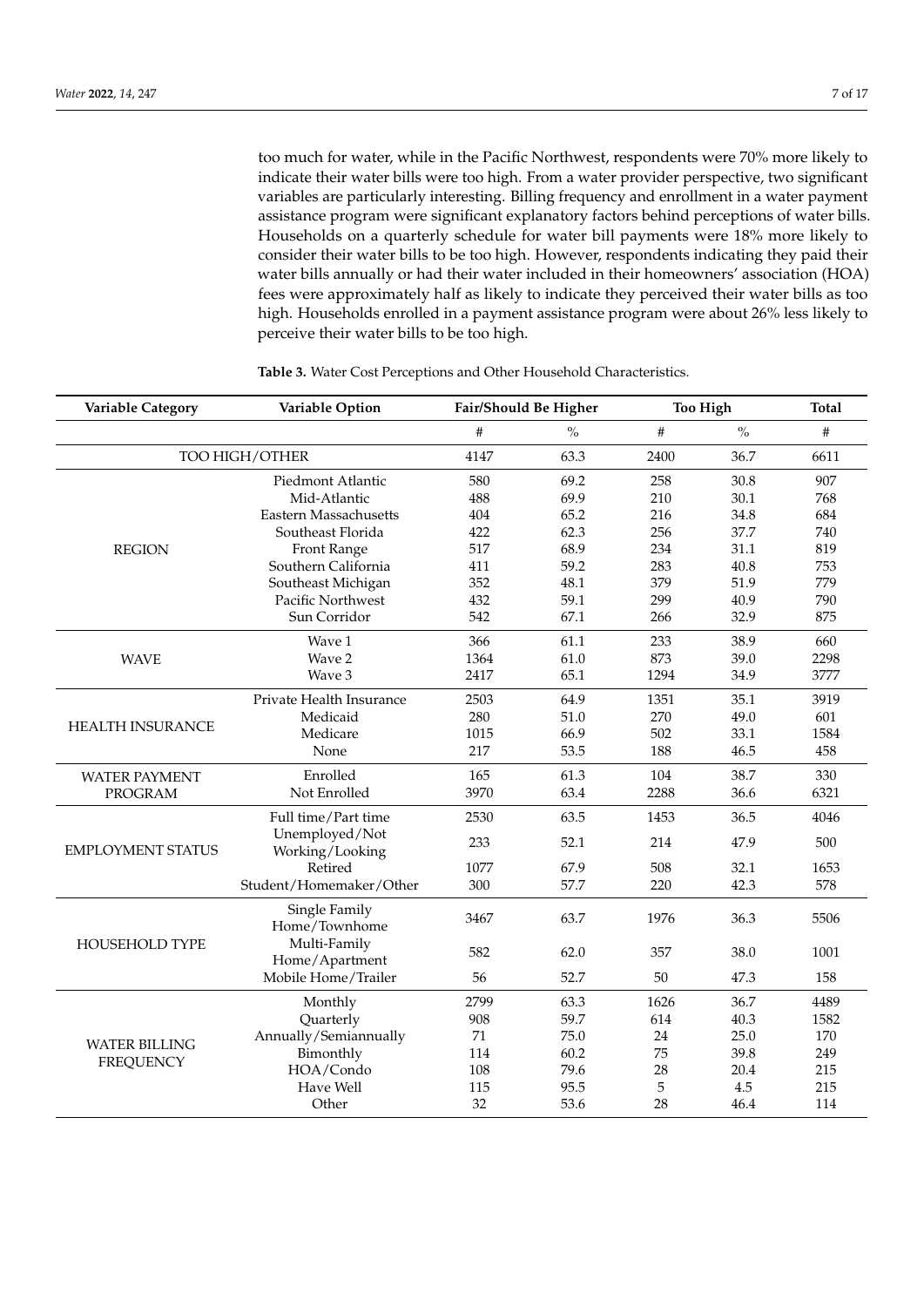too much for water, while in the Pacific Northwest, respondents were 70% more likely to indicate their water bills were too high. From a water provider perspective, two significant variables are particularly interesting. Billing frequency and enrollment in a water payment assistance program were significant explanatory factors behind perceptions of water bills. Households on a quarterly schedule for water bill payments were 18% more likely to consider their water bills to be too high. However, respondents indicating they paid their water bills annually or had their water included in their homeowners' association (HOA) fees were approximately half as likely to indicate they perceived their water bills as too high. Households enrolled in a payment assistance program were about 26% less likely to perceive their water bills to be too high.

**Table 3.** Water Cost Perceptions and Other Household Characteristics.

| Variable Category | Variable Option | Fair/Should Be Higher | | Too High | | Total |
|---|---|---|---|---|---|---|
| | | # | % | # | % | # |
| TOO HIGH/OTHER | | 4147 | 63.3 | 2400 | 36.7 | 6611 |
| REGION | Piedmont Atlantic | 580 | 69.2 | 258 | 30.8 | 907 |
| | Mid-Atlantic | 488 | 69.9 | 210 | 30.1 | 768 |
| | Eastern Massachusetts | 404 | 65.2 | 216 | 34.8 | 684 |
| | Southeast Florida | 422 | 62.3 | 256 | 37.7 | 740 |
| | Front Range | 517 | 68.9 | 234 | 31.1 | 819 |
| | Southern California | 411 | 59.2 | 283 | 40.8 | 753 |
| | Southeast Michigan | 352 | 48.1 | 379 | 51.9 | 779 |
| | Pacific Northwest | 432 | 59.1 | 299 | 40.9 | 790 |
| | Sun Corridor | 542 | 67.1 | 266 | 32.9 | 875 |
| WAVE | Wave 1 | 366 | 61.1 | 233 | 38.9 | 660 |
| | Wave 2 | 1364 | 61.0 | 873 | 39.0 | 2298 |
| | Wave 3 | 2417 | 65.1 | 1294 | 34.9 | 3777 |
| HEALTH INSURANCE | Private Health Insurance | 2503 | 64.9 | 1351 | 35.1 | 3919 |
| | Medicaid | 280 | 51.0 | 270 | 49.0 | 601 |
| | Medicare | 1015 | 66.9 | 502 | 33.1 | 1584 |
| | None | 217 | 53.5 | 188 | 46.5 | 458 |
| WATER PAYMENT PROGRAM | Enrolled | 165 | 61.3 | 104 | 38.7 | 330 |
| | Not Enrolled | 3970 | 63.4 | 2288 | 36.6 | 6321 |
| EMPLOYMENT STATUS | Full time/Part time | 2530 | 63.5 | 1453 | 36.5 | 4046 |
| | Unemployed/Not Working/Looking | 233 | 52.1 | 214 | 47.9 | 500 |
| | Retired | 1077 | 67.9 | 508 | 32.1 | 1653 |
| | Student/Homemaker/Other | 300 | 57.7 | 220 | 42.3 | 578 |
| HOUSEHOLD TYPE | Single Family Home/Townhome | 3467 | 63.7 | 1976 | 36.3 | 5506 |
| | Multi-Family Home/Apartment | 582 | 62.0 | 357 | 38.0 | 1001 |
| | Mobile Home/Trailer | 56 | 52.7 | 50 | 47.3 | 158 |
| WATER BILLING FREQUENCY | Monthly | 2799 | 63.3 | 1626 | 36.7 | 4489 |
| | Quarterly | 908 | 59.7 | 614 | 40.3 | 1582 |
| | Annually/Semiannually | 71 | 75.0 | 24 | 25.0 | 170 |
| | Bimonthly | 114 | 60.2 | 75 | 39.8 | 249 |
| | HOA/Condo | 108 | 79.6 | 28 | 20.4 | 215 |
| | Have Well | 115 | 95.5 | 5 | 4.5 | 215 |
| | Other | 32 | 53.6 | 28 | 46.4 | 114 |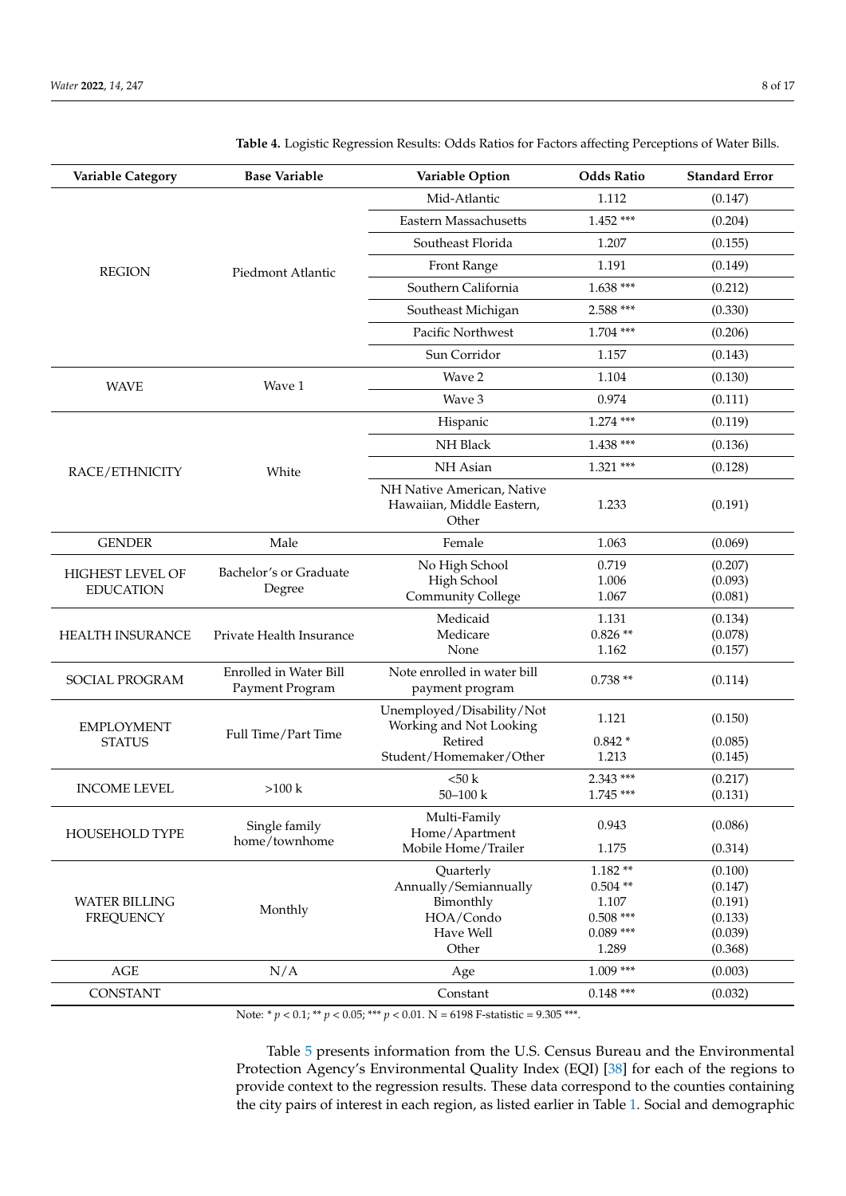**Table 4.** Logistic Regression Results: Odds Ratios for Factors affecting Perceptions of Water Bills.

| Variable Category | Base Variable | Variable Option | Odds Ratio | Standard Error |
|---|---|---|---|---|
| REGION | Piedmont Atlantic | Mid-Atlantic | 1.112 | (0.147) |
| | | Eastern Massachusetts | 1.452 *** | (0.204) |
| | | Southeast Florida | 1.207 | (0.155) |
| | | Front Range | 1.191 | (0.149) |
| | | Southern California | 1.638 *** | (0.212) |
| | | Southeast Michigan | 2.588 *** | (0.330) |
| | | Pacific Northwest | 1.704 *** | (0.206) |
| | | Sun Corridor | 1.157 | (0.143) |
| WAVE | Wave 1 | Wave 2 | 1.104 | (0.130) |
| | | Wave 3 | 0.974 | (0.111) |
| RACE/ETHNICITY | White | Hispanic | 1.274 *** | (0.119) |
| | | NH Black | 1.438 *** | (0.136) |
| | | NH Asian | 1.321 *** | (0.128) |
| | | NH Native American, Native Hawaiian, Middle Eastern, Other | 1.233 | (0.191) |
| GENDER | Male | Female | 1.063 | (0.069) |
| HIGHEST LEVEL OF EDUCATION | Bachelor's or Graduate Degree | No High School | 0.719 | (0.207) |
| | | High School | 1.006 | (0.093) |
| | | Community College | 1.067 | (0.081) |
| HEALTH INSURANCE | Private Health Insurance | Medicaid | 1.131 | (0.134) |
| | | Medicare | 0.826 ** | (0.078) |
| | | None | 1.162 | (0.157) |
| SOCIAL PROGRAM | Enrolled in Water Bill Payment Program | Note enrolled in water bill payment program | 0.738 ** | (0.114) |
| EMPLOYMENT STATUS | Full Time/Part Time | Unemployed/Disability/Not Working and Not Looking | 1.121 | (0.150) |
| | | Retired | 0.842 * | (0.085) |
| | | Student/Homemaker/Other | 1.213 | (0.145) |
| INCOME LEVEL | >100 k | <50 k | 2.343 *** | (0.217) |
| | | 50–100 k | 1.745 *** | (0.131) |
| HOUSEHOLD TYPE | Single family home/townhome | Multi-Family Home/Apartment | 0.943 | (0.086) |
| | | Mobile Home/Trailer | 1.175 | (0.314) |
| WATER BILLING FREQUENCY | Monthly | Quarterly | 1.182 ** | (0.100) |
| | | Annually/Semiannually | 0.504 ** | (0.147) |
| | | Bimonthly | 1.107 | (0.191) |
| | | HOA/Condo | 0.508 *** | (0.133) |
| | | Have Well | 0.089 *** | (0.039) |
| | | Other | 1.289 | (0.368) |
| AGE | N/A | Age | 1.009 *** | (0.003) |
| CONSTANT | | Constant | 0.148 *** | (0.032) |

Note: * $p < 0.1$; ** $p < 0.05$; *** $p < 0.01$. N = 6198 F-statistic = 9.305 ***.

Table 5 presents information from the U.S. Census Bureau and the Environmental Protection Agency's Environmental Quality Index (EQI) [38] for each of the regions to provide context to the regression results. These data correspond to the counties containing the city pairs of interest in each region, as listed earlier in Table 1. Social and demographic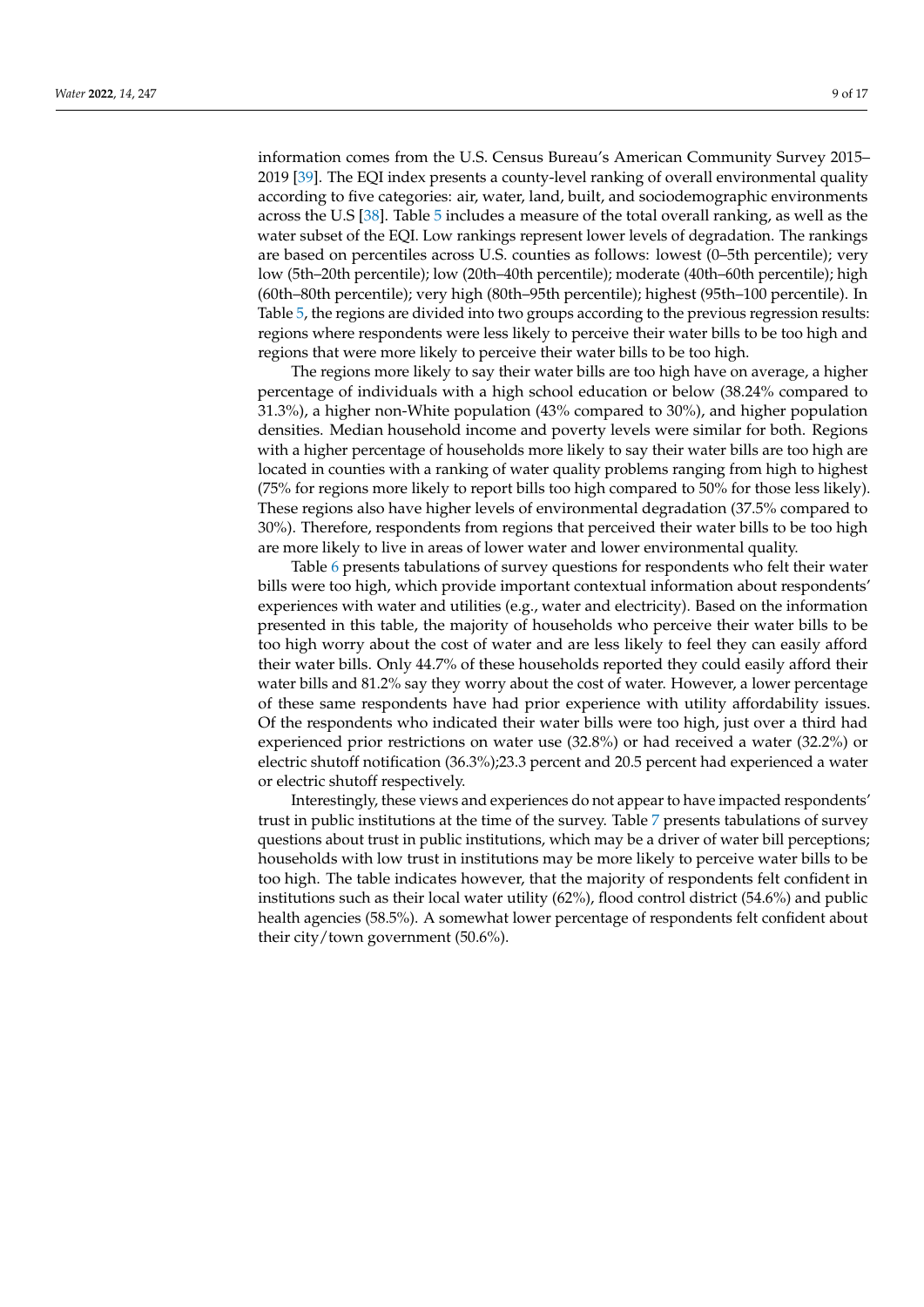information comes from the U.S. Census Bureau's American Community Survey 2015–2019 [39]. The EQI index presents a county-level ranking of overall environmental quality according to five categories: air, water, land, built, and sociodemographic environments across the U.S [38]. Table 5 includes a measure of the total overall ranking, as well as the water subset of the EQI. Low rankings represent lower levels of degradation. The rankings are based on percentiles across U.S. counties as follows: lowest (0–5th percentile); very low (5th–20th percentile); low (20th–40th percentile); moderate (40th–60th percentile); high (60th–80th percentile); very high (80th–95th percentile); highest (95th–100 percentile). In Table 5, the regions are divided into two groups according to the previous regression results: regions where respondents were less likely to perceive their water bills to be too high and regions that were more likely to perceive their water bills to be too high.

The regions more likely to say their water bills are too high have on average, a higher percentage of individuals with a high school education or below (38.24% compared to 31.3%), a higher non-White population (43% compared to 30%), and higher population densities. Median household income and poverty levels were similar for both. Regions with a higher percentage of households more likely to say their water bills are too high are located in counties with a ranking of water quality problems ranging from high to highest (75% for regions more likely to report bills too high compared to 50% for those less likely). These regions also have higher levels of environmental degradation (37.5% compared to 30%). Therefore, respondents from regions that perceived their water bills to be too high are more likely to live in areas of lower water and lower environmental quality.

Table 6 presents tabulations of survey questions for respondents who felt their water bills were too high, which provide important contextual information about respondents' experiences with water and utilities (e.g., water and electricity). Based on the information presented in this table, the majority of households who perceive their water bills to be too high worry about the cost of water and are less likely to feel they can easily afford their water bills. Only 44.7% of these households reported they could easily afford their water bills and 81.2% say they worry about the cost of water. However, a lower percentage of these same respondents have had prior experience with utility affordability issues. Of the respondents who indicated their water bills were too high, just over a third had experienced prior restrictions on water use (32.8%) or had received a water (32.2%) or electric shutoff notification (36.3%);23.3 percent and 20.5 percent had experienced a water or electric shutoff respectively.

Interestingly, these views and experiences do not appear to have impacted respondents' trust in public institutions at the time of the survey. Table 7 presents tabulations of survey questions about trust in public institutions, which may be a driver of water bill perceptions; households with low trust in institutions may be more likely to perceive water bills to be too high. The table indicates however, that the majority of respondents felt confident in institutions such as their local water utility (62%), flood control district (54.6%) and public health agencies (58.5%). A somewhat lower percentage of respondents felt confident about their city/town government (50.6%).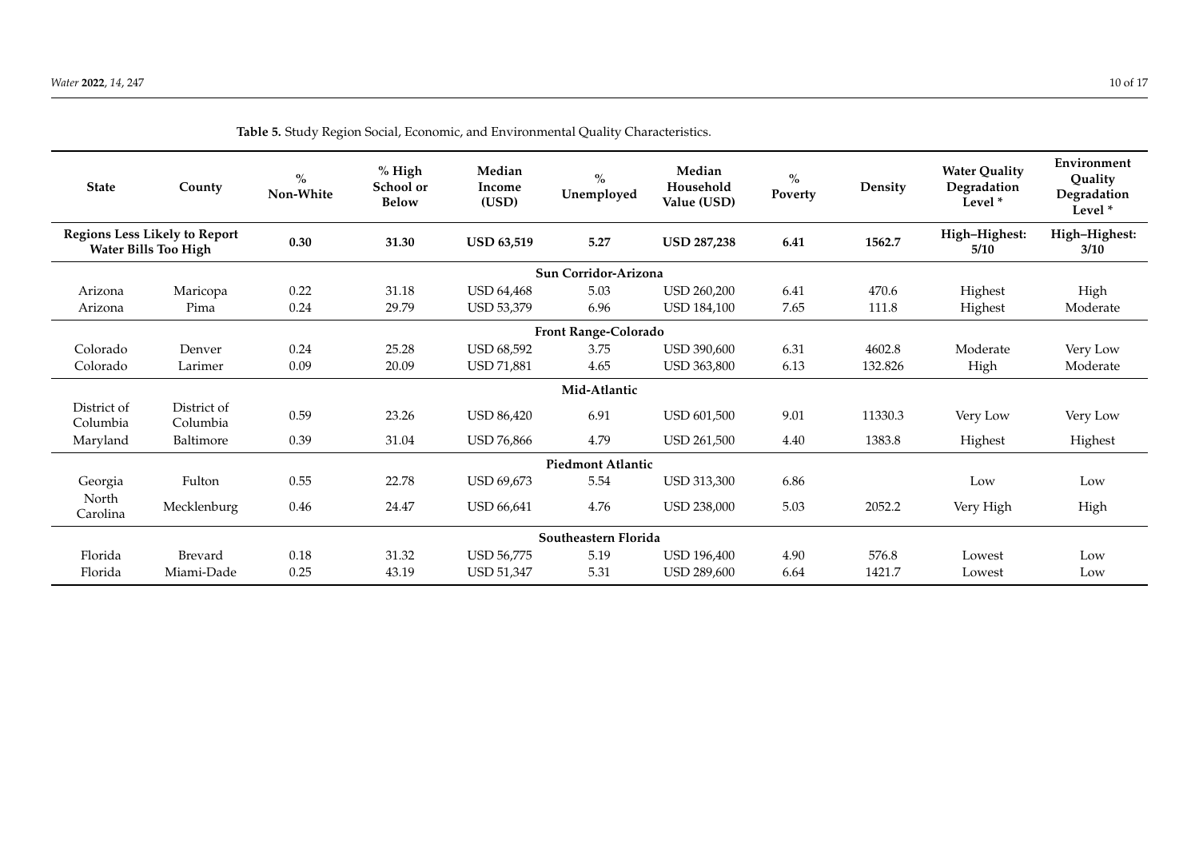**Table 5.** Study Region Social, Economic, and Environmental Quality Characteristics.

| State | County | % Non-White | % High School or Below | Median Income (USD) | % Unemployed | Median Household Value (USD) | % Poverty | Density | Water Quality Degradation Level * | Environment Quality Degradation Level * |
|---|---|---|---|---|---|---|---|---|---|---|
| **Regions Less Likely to Report Water Bills Too High** | | **0.30** | **31.30** | **USD 63,519** | **5.27** | **USD 287,238** | **6.41** | **1562.7** | **High–Highest: 5/10** | **High–Highest: 3/10** |
| **Sun Corridor-Arizona** | | | | | | | | | | |
| Arizona | Maricopa | 0.22 | 31.18 | USD 64,468 | 5.03 | USD 260,200 | 6.41 | 470.6 | Highest | High |
| Arizona | Pima | 0.24 | 29.79 | USD 53,379 | 6.96 | USD 184,100 | 7.65 | 111.8 | Highest | Moderate |
| **Front Range-Colorado** | | | | | | | | | | |
| Colorado | Denver | 0.24 | 25.28 | USD 68,592 | 3.75 | USD 390,600 | 6.31 | 4602.8 | Moderate | Very Low |
| Colorado | Larimer | 0.09 | 20.09 | USD 71,881 | 4.65 | USD 363,800 | 6.13 | 132.826 | High | Moderate |
| **Mid-Atlantic** | | | | | | | | | | |
| District of Columbia | District of Columbia | 0.59 | 23.26 | USD 86,420 | 6.91 | USD 601,500 | 9.01 | 11330.3 | Very Low | Very Low |
| Maryland | Baltimore | 0.39 | 31.04 | USD 76,866 | 4.79 | USD 261,500 | 4.40 | 1383.8 | Highest | Highest |
| **Piedmont Atlantic** | | | | | | | | | | |
| Georgia | Fulton | 0.55 | 22.78 | USD 69,673 | 5.54 | USD 313,300 | 6.86 | | Low | Low |
| North Carolina | Mecklenburg | 0.46 | 24.47 | USD 66,641 | 4.76 | USD 238,000 | 5.03 | 2052.2 | Very High | High |
| **Southeastern Florida** | | | | | | | | | | |
| Florida | Brevard | 0.18 | 31.32 | USD 56,775 | 5.19 | USD 196,400 | 4.90 | 576.8 | Lowest | Low |
| Florida | Miami-Dade | 0.25 | 43.19 | USD 51,347 | 5.31 | USD 289,600 | 6.64 | 1421.7 | Lowest | Low |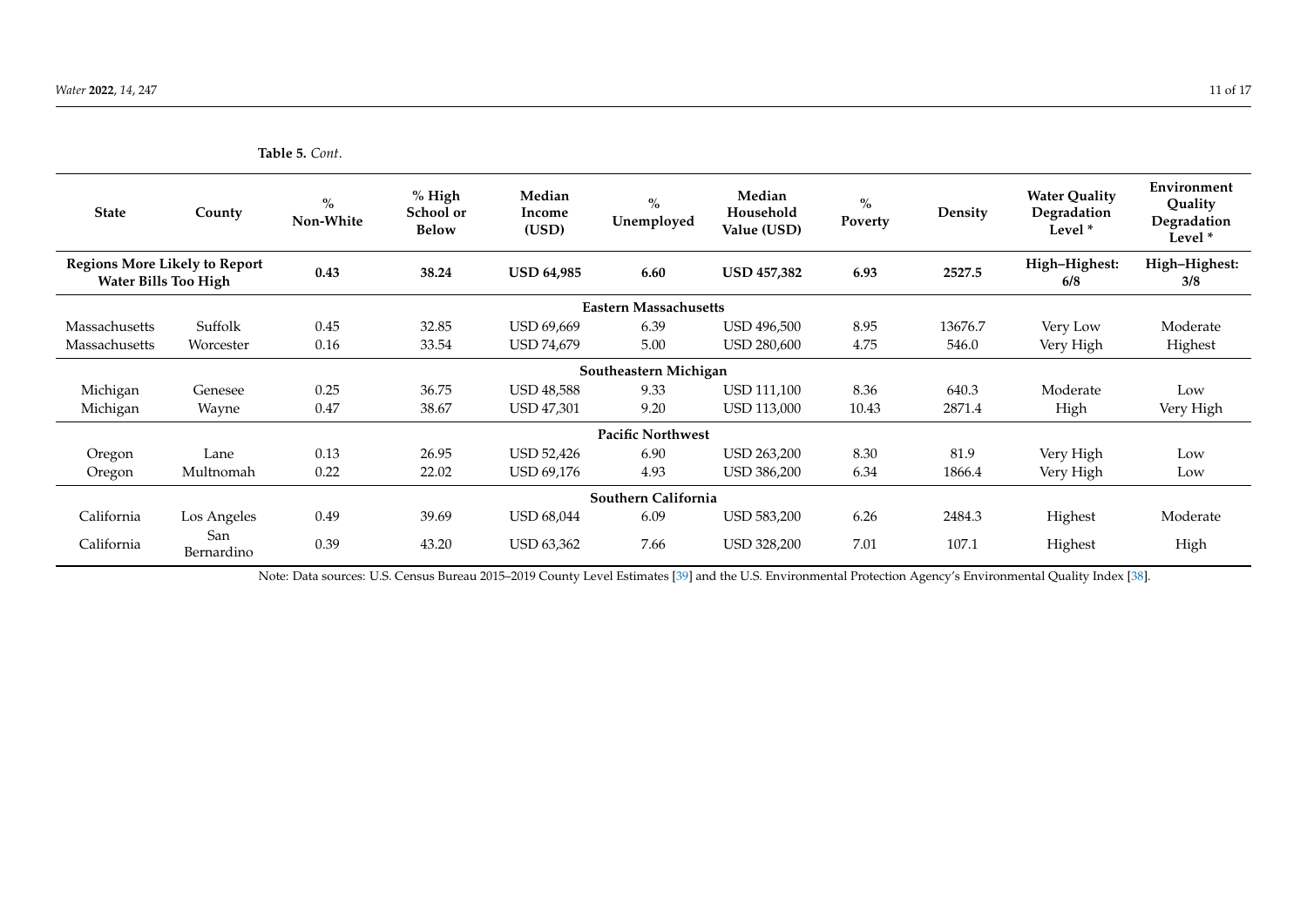**Table 5.** *Cont.*

| State | County | % Non-White | % High School or Below | Median Income (USD) | % Unemployed | Median Household Value (USD) | % Poverty | Density | Water Quality Degradation Level * | Environment Quality Degradation Level * |
|---|---|---|---|---|---|---|---|---|---|---|
| **Regions More Likely to Report Water Bills Too High** | | **0.43** | **38.24** | **USD 64,985** | **6.60** | **USD 457,382** | **6.93** | **2527.5** | **High–Highest: 6/8** | **High–Highest: 3/8** |
| **Eastern Massachusetts** | | | | | | | | | | |
| Massachusetts | Suffolk | 0.45 | 32.85 | USD 69,669 | 6.39 | USD 496,500 | 8.95 | 13676.7 | Very Low | Moderate |
| Massachusetts | Worcester | 0.16 | 33.54 | USD 74,679 | 5.00 | USD 280,600 | 4.75 | 546.0 | Very High | Highest |
| **Southeastern Michigan** | | | | | | | | | | |
| Michigan | Genesee | 0.25 | 36.75 | USD 48,588 | 9.33 | USD 111,100 | 8.36 | 640.3 | Moderate | Low |
| Michigan | Wayne | 0.47 | 38.67 | USD 47,301 | 9.20 | USD 113,000 | 10.43 | 2871.4 | High | Very High |
| **Pacific Northwest** | | | | | | | | | | |
| Oregon | Lane | 0.13 | 26.95 | USD 52,426 | 6.90 | USD 263,200 | 8.30 | 81.9 | Very High | Low |
| Oregon | Multnomah | 0.22 | 22.02 | USD 69,176 | 4.93 | USD 386,200 | 6.34 | 1866.4 | Very High | Low |
| **Southern California** | | | | | | | | | | |
| California | Los Angeles | 0.49 | 39.69 | USD 68,044 | 6.09 | USD 583,200 | 6.26 | 2484.3 | Highest | Moderate |
| California | San Bernardino | 0.39 | 43.20 | USD 63,362 | 7.66 | USD 328,200 | 7.01 | 107.1 | Highest | High |

Note: Data sources: U.S. Census Bureau 2015–2019 County Level Estimates [39] and the U.S. Environmental Protection Agency's Environmental Quality Index [38].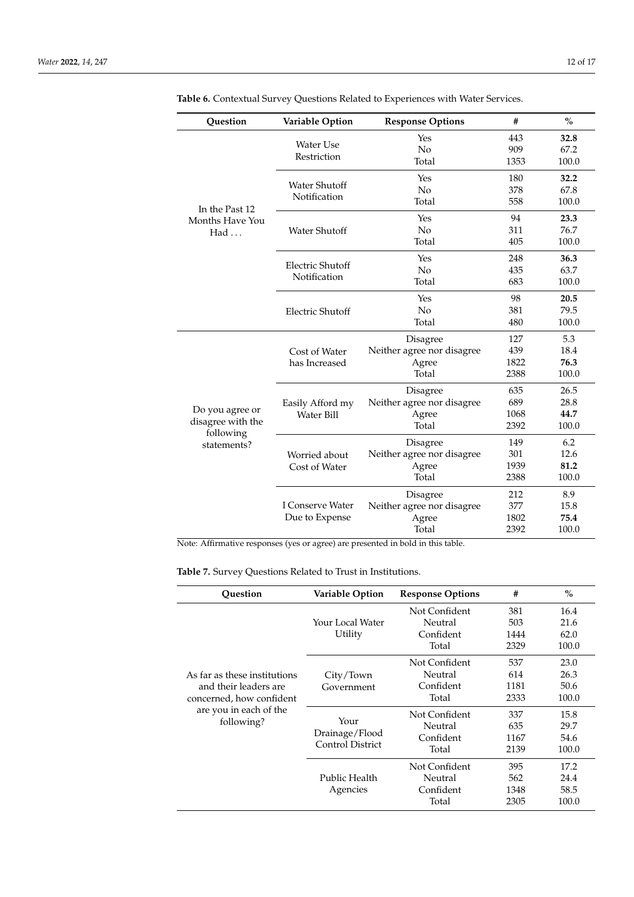**Table 6.** Contextual Survey Questions Related to Experiences with Water Services.

| Question | Variable Option | Response Options | # | % |
|---|---|---|---|---|
| In the Past 12 Months Have You Had … | Water Use Restriction | Yes | 443 | **32.8** |
| | | No | 909 | 67.2 |
| | | Total | 1353 | 100.0 |
| | Water Shutoff Notification | Yes | 180 | **32.2** |
| | | No | 378 | 67.8 |
| | | Total | 558 | 100.0 |
| | Water Shutoff | Yes | 94 | **23.3** |
| | | No | 311 | 76.7 |
| | | Total | 405 | 100.0 |
| | Electric Shutoff Notification | Yes | 248 | **36.3** |
| | | No | 435 | 63.7 |
| | | Total | 683 | 100.0 |
| | Electric Shutoff | Yes | 98 | **20.5** |
| | | No | 381 | 79.5 |
| | | Total | 480 | 100.0 |
| Do you agree or disagree with the following statements? | Cost of Water has Increased | Disagree | 127 | 5.3 |
| | | Neither agree nor disagree | 439 | 18.4 |
| | | Agree | 1822 | **76.3** |
| | | Total | 2388 | 100.0 |
| | Easily Afford my Water Bill | Disagree | 635 | 26.5 |
| | | Neither agree nor disagree | 689 | 28.8 |
| | | Agree | 1068 | **44.7** |
| | | Total | 2392 | 100.0 |
| | Worried about Cost of Water | Disagree | 149 | 6.2 |
| | | Neither agree nor disagree | 301 | 12.6 |
| | | Agree | 1939 | **81.2** |
| | | Total | 2388 | 100.0 |
| | I Conserve Water Due to Expense | Disagree | 212 | 8.9 |
| | | Neither agree nor disagree | 377 | 15.8 |
| | | Agree | 1802 | **75.4** |
| | | Total | 2392 | 100.0 |

Note: Affirmative responses (yes or agree) are presented in bold in this table.

**Table 7.** Survey Questions Related to Trust in Institutions.

| Question | Variable Option | Response Options | # | % |
|---|---|---|---|---|
| As far as these institutions and their leaders are concerned, how confident are you in each of the following? | Your Local Water Utility | Not Confident | 381 | 16.4 |
| | | Neutral | 503 | 21.6 |
| | | Confident | 1444 | 62.0 |
| | | Total | 2329 | 100.0 |
| | City/Town Government | Not Confident | 537 | 23.0 |
| | | Neutral | 614 | 26.3 |
| | | Confident | 1181 | 50.6 |
| | | Total | 2333 | 100.0 |
| | Your Drainage/Flood Control District | Not Confident | 337 | 15.8 |
| | | Neutral | 635 | 29.7 |
| | | Confident | 1167 | 54.6 |
| | | Total | 2139 | 100.0 |
| | Public Health Agencies | Not Confident | 395 | 17.2 |
| | | Neutral | 562 | 24.4 |
| | | Confident | 1348 | 58.5 |
| | | Total | 2305 | 100.0 |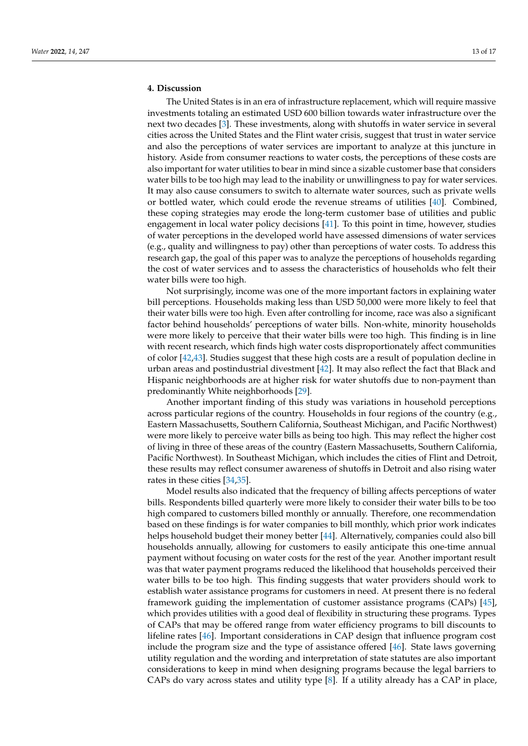## 4. Discussion

The United States is in an era of infrastructure replacement, which will require massive investments totaling an estimated USD 600 billion towards water infrastructure over the next two decades [3]. These investments, along with shutoffs in water service in several cities across the United States and the Flint water crisis, suggest that trust in water service and also the perceptions of water services are important to analyze at this juncture in history. Aside from consumer reactions to water costs, the perceptions of these costs are also important for water utilities to bear in mind since a sizable customer base that considers water bills to be too high may lead to the inability or unwillingness to pay for water services. It may also cause consumers to switch to alternate water sources, such as private wells or bottled water, which could erode the revenue streams of utilities [40]. Combined, these coping strategies may erode the long-term customer base of utilities and public engagement in local water policy decisions [41]. To this point in time, however, studies of water perceptions in the developed world have assessed dimensions of water services (e.g., quality and willingness to pay) other than perceptions of water costs. To address this research gap, the goal of this paper was to analyze the perceptions of households regarding the cost of water services and to assess the characteristics of households who felt their water bills were too high.

Not surprisingly, income was one of the more important factors in explaining water bill perceptions. Households making less than USD 50,000 were more likely to feel that their water bills were too high. Even after controlling for income, race was also a significant factor behind households' perceptions of water bills. Non-white, minority households were more likely to perceive that their water bills were too high. This finding is in line with recent research, which finds high water costs disproportionately affect communities of color [42,43]. Studies suggest that these high costs are a result of population decline in urban areas and postindustrial divestment [42]. It may also reflect the fact that Black and Hispanic neighborhoods are at higher risk for water shutoffs due to non-payment than predominantly White neighborhoods [29].

Another important finding of this study was variations in household perceptions across particular regions of the country. Households in four regions of the country (e.g., Eastern Massachusetts, Southern California, Southeast Michigan, and Pacific Northwest) were more likely to perceive water bills as being too high. This may reflect the higher cost of living in three of these areas of the country (Eastern Massachusetts, Southern California, Pacific Northwest). In Southeast Michigan, which includes the cities of Flint and Detroit, these results may reflect consumer awareness of shutoffs in Detroit and also rising water rates in these cities [34,35].

Model results also indicated that the frequency of billing affects perceptions of water bills. Respondents billed quarterly were more likely to consider their water bills to be too high compared to customers billed monthly or annually. Therefore, one recommendation based on these findings is for water companies to bill monthly, which prior work indicates helps household budget their money better [44]. Alternatively, companies could also bill households annually, allowing for customers to easily anticipate this one-time annual payment without focusing on water costs for the rest of the year. Another important result was that water payment programs reduced the likelihood that households perceived their water bills to be too high. This finding suggests that water providers should work to establish water assistance programs for customers in need. At present there is no federal framework guiding the implementation of customer assistance programs (CAPs) [45], which provides utilities with a good deal of flexibility in structuring these programs. Types of CAPs that may be offered range from water efficiency programs to bill discounts to lifeline rates [46]. Important considerations in CAP design that influence program cost include the program size and the type of assistance offered [46]. State laws governing utility regulation and the wording and interpretation of state statutes are also important considerations to keep in mind when designing programs because the legal barriers to CAPs do vary across states and utility type [8]. If a utility already has a CAP in place,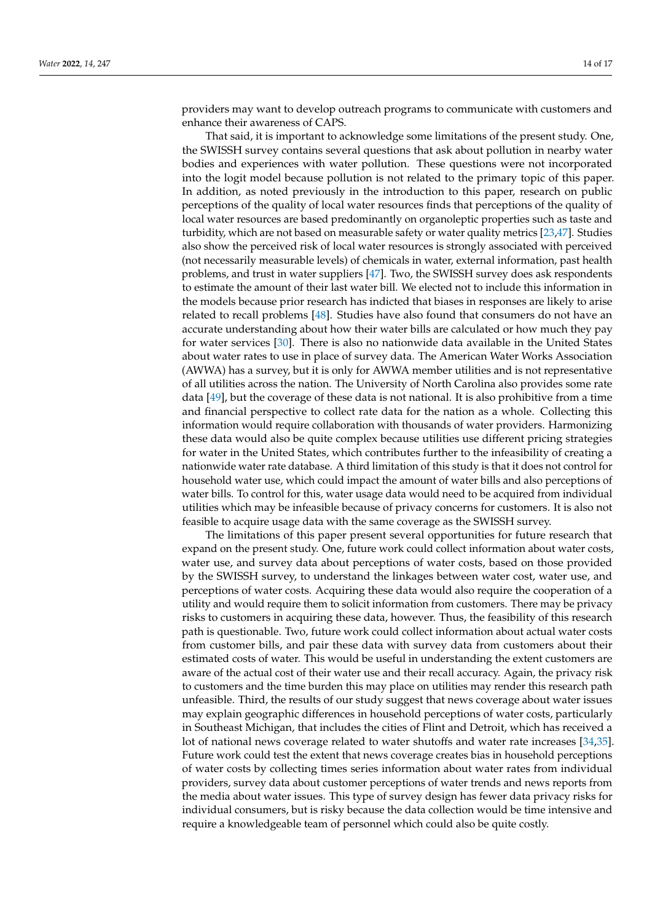providers may want to develop outreach programs to communicate with customers and enhance their awareness of CAPS.

That said, it is important to acknowledge some limitations of the present study. One, the SWISSH survey contains several questions that ask about pollution in nearby water bodies and experiences with water pollution. These questions were not incorporated into the logit model because pollution is not related to the primary topic of this paper. In addition, as noted previously in the introduction to this paper, research on public perceptions of the quality of local water resources finds that perceptions of the quality of local water resources are based predominantly on organoleptic properties such as taste and turbidity, which are not based on measurable safety or water quality metrics [23,47]. Studies also show the perceived risk of local water resources is strongly associated with perceived (not necessarily measurable levels) of chemicals in water, external information, past health problems, and trust in water suppliers [47]. Two, the SWISSH survey does ask respondents to estimate the amount of their last water bill. We elected not to include this information in the models because prior research has indicted that biases in responses are likely to arise related to recall problems [48]. Studies have also found that consumers do not have an accurate understanding about how their water bills are calculated or how much they pay for water services [30]. There is also no nationwide data available in the United States about water rates to use in place of survey data. The American Water Works Association (AWWA) has a survey, but it is only for AWWA member utilities and is not representative of all utilities across the nation. The University of North Carolina also provides some rate data [49], but the coverage of these data is not national. It is also prohibitive from a time and financial perspective to collect rate data for the nation as a whole. Collecting this information would require collaboration with thousands of water providers. Harmonizing these data would also be quite complex because utilities use different pricing strategies for water in the United States, which contributes further to the infeasibility of creating a nationwide water rate database. A third limitation of this study is that it does not control for household water use, which could impact the amount of water bills and also perceptions of water bills. To control for this, water usage data would need to be acquired from individual utilities which may be infeasible because of privacy concerns for customers. It is also not feasible to acquire usage data with the same coverage as the SWISSH survey.

The limitations of this paper present several opportunities for future research that expand on the present study. One, future work could collect information about water costs, water use, and survey data about perceptions of water costs, based on those provided by the SWISSH survey, to understand the linkages between water cost, water use, and perceptions of water costs. Acquiring these data would also require the cooperation of a utility and would require them to solicit information from customers. There may be privacy risks to customers in acquiring these data, however. Thus, the feasibility of this research path is questionable. Two, future work could collect information about actual water costs from customer bills, and pair these data with survey data from customers about their estimated costs of water. This would be useful in understanding the extent customers are aware of the actual cost of their water use and their recall accuracy. Again, the privacy risk to customers and the time burden this may place on utilities may render this research path unfeasible. Third, the results of our study suggest that news coverage about water issues may explain geographic differences in household perceptions of water costs, particularly in Southeast Michigan, that includes the cities of Flint and Detroit, which has received a lot of national news coverage related to water shutoffs and water rate increases [34,35]. Future work could test the extent that news coverage creates bias in household perceptions of water costs by collecting times series information about water rates from individual providers, survey data about customer perceptions of water trends and news reports from the media about water issues. This type of survey design has fewer data privacy risks for individual consumers, but is risky because the data collection would be time intensive and require a knowledgeable team of personnel which could also be quite costly.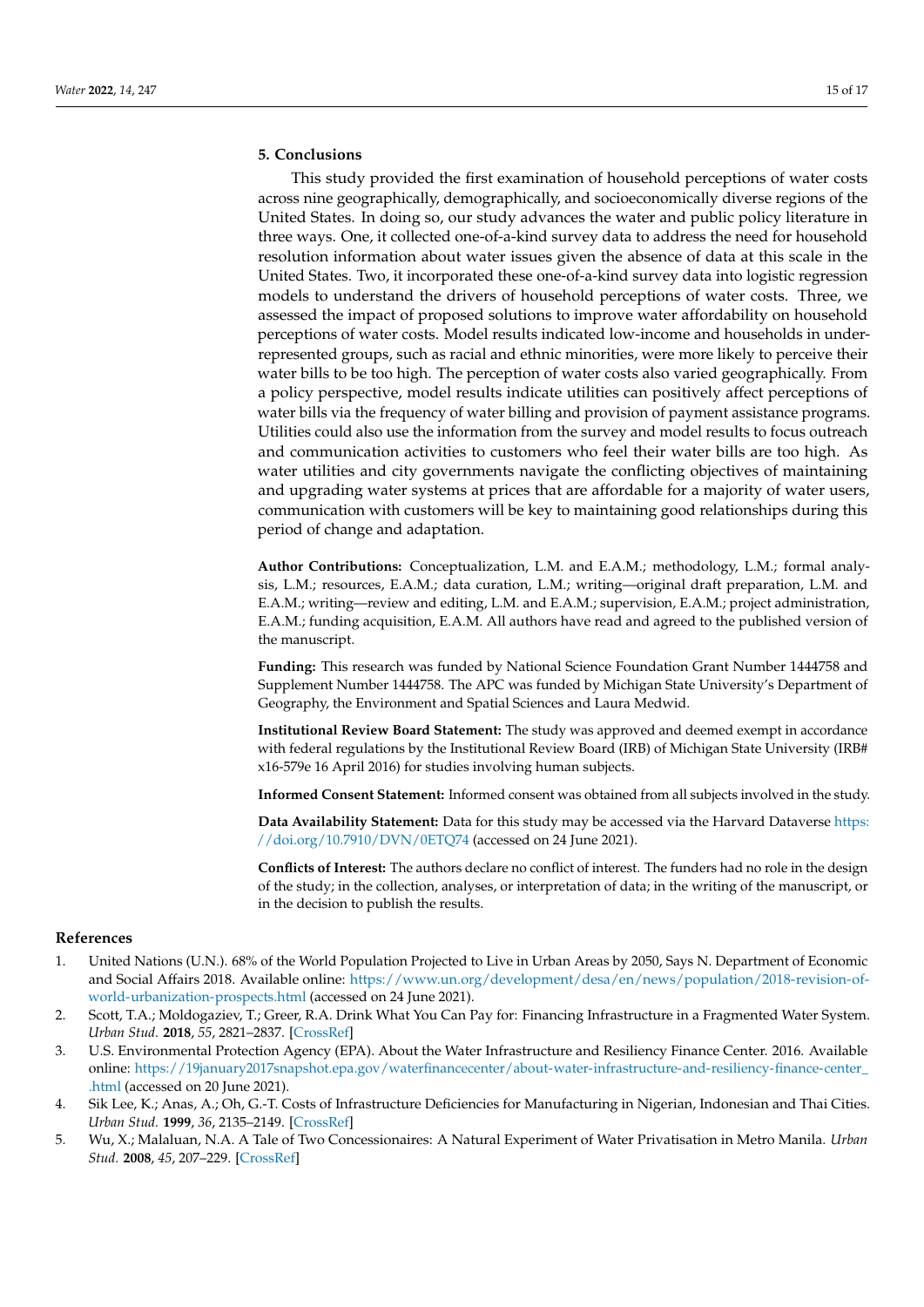## 5. Conclusions

This study provided the first examination of household perceptions of water costs across nine geographically, demographically, and socioeconomically diverse regions of the United States. In doing so, our study advances the water and public policy literature in three ways. One, it collected one-of-a-kind survey data to address the need for household resolution information about water issues given the absence of data at this scale in the United States. Two, it incorporated these one-of-a-kind survey data into logistic regression models to understand the drivers of household perceptions of water costs. Three, we assessed the impact of proposed solutions to improve water affordability on household perceptions of water costs. Model results indicated low-income and households in under-represented groups, such as racial and ethnic minorities, were more likely to perceive their water bills to be too high. The perception of water costs also varied geographically. From a policy perspective, model results indicate utilities can positively affect perceptions of water bills via the frequency of water billing and provision of payment assistance programs. Utilities could also use the information from the survey and model results to focus outreach and communication activities to customers who feel their water bills are too high. As water utilities and city governments navigate the conflicting objectives of maintaining and upgrading water systems at prices that are affordable for a majority of water users, communication with customers will be key to maintaining good relationships during this period of change and adaptation.

**Author Contributions:** Conceptualization, L.M. and E.A.M.; methodology, L.M.; formal analysis, L.M.; resources, E.A.M.; data curation, L.M.; writing—original draft preparation, L.M. and E.A.M.; writing—review and editing, L.M. and E.A.M.; supervision, E.A.M.; project administration, E.A.M.; funding acquisition, E.A.M. All authors have read and agreed to the published version of the manuscript.

**Funding:** This research was funded by National Science Foundation Grant Number 1444758 and Supplement Number 1444758. The APC was funded by Michigan State University's Department of Geography, the Environment and Spatial Sciences and Laura Medwid.

**Institutional Review Board Statement:** The study was approved and deemed exempt in accordance with federal regulations by the Institutional Review Board (IRB) of Michigan State University (IRB# x16-579e 16 April 2016) for studies involving human subjects.

**Informed Consent Statement:** Informed consent was obtained from all subjects involved in the study.

**Data Availability Statement:** Data for this study may be accessed via the Harvard Dataverse https://doi.org/10.7910/DVN/0ETQ74 (accessed on 24 June 2021).

**Conflicts of Interest:** The authors declare no conflict of interest. The funders had no role in the design of the study; in the collection, analyses, or interpretation of data; in the writing of the manuscript, or in the decision to publish the results.

## References

1. United Nations (U.N.). 68% of the World Population Projected to Live in Urban Areas by 2050, Says N. Department of Economic and Social Affairs 2018. Available online: https://www.un.org/development/desa/en/news/population/2018-revision-of-world-urbanization-prospects.html (accessed on 24 June 2021).
2. Scott, T.A.; Moldogaziev, T.; Greer, R.A. Drink What You Can Pay for: Financing Infrastructure in a Fragmented Water System. *Urban Stud.* **2018**, *55*, 2821–2837. [CrossRef]
3. U.S. Environmental Protection Agency (EPA). About the Water Infrastructure and Resiliency Finance Center. 2016. Available online: https://19january2017snapshot.epa.gov/waterfinancecenter/about-water-infrastructure-and-resiliency-finance-center_.html (accessed on 20 June 2021).
4. Sik Lee, K.; Anas, A.; Oh, G.-T. Costs of Infrastructure Deficiencies for Manufacturing in Nigerian, Indonesian and Thai Cities. *Urban Stud.* **1999**, *36*, 2135–2149. [CrossRef]
5. Wu, X.; Malaluan, N.A. A Tale of Two Concessionaires: A Natural Experiment of Water Privatisation in Metro Manila. *Urban Stud.* **2008**, *45*, 207–229. [CrossRef]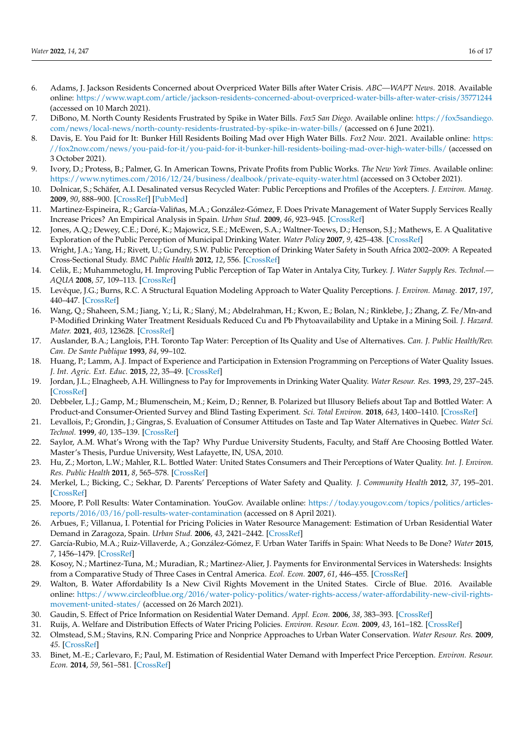6. Adams, J. Jackson Residents Concerned about Overpriced Water Bills after Water Crisis. *ABC—WAPT News*. 2018. Available online: https://www.wapt.com/article/jackson-residents-concerned-about-overpriced-water-bills-after-water-crisis/35771244 (accessed on 10 March 2021).
7. DiBono, M. North County Residents Frustrated by Spike in Water Bills. *Fox5 San Diego*. Available online: https://fox5sandiego.com/news/local-news/north-county-residents-frustrated-by-spike-in-water-bills/ (accessed on 6 June 2021).
8. Davis, E. You Paid for It: Bunker Hill Residents Boiling Mad over High Water Bills. *Fox2 Now*. 2021. Available online: https://fox2now.com/news/you-paid-for-it/you-paid-for-it-bunker-hill-residents-boiling-mad-over-high-water-bills/ (accessed on 3 October 2021).
9. Ivory, D.; Protess, B.; Palmer, G. In American Towns, Private Profits from Public Works. *The New York Times*. Available online: https://www.nytimes.com/2016/12/24/business/dealbook/private-equity-water.html (accessed on 3 October 2021).
10. Dolnicar, S.; Schäfer, A.I. Desalinated versus Recycled Water: Public Perceptions and Profiles of the Accepters. *J. Environ. Manag.* **2009**, *90*, 888–900. [CrossRef] [PubMed]
11. Martinez-Espineira, R.; García-Valiñas, M.A.; González-Gómez, F. Does Private Management of Water Supply Services Really Increase Prices? An Empirical Analysis in Spain. *Urban Stud.* **2009**, *46*, 923–945. [CrossRef]
12. Jones, A.Q.; Dewey, C.E.; Doré, K.; Majowicz, S.E.; McEwen, S.A.; Waltner-Toews, D.; Henson, S.J.; Mathews, E. A Qualitative Exploration of the Public Perception of Municipal Drinking Water. *Water Policy* **2007**, *9*, 425–438. [CrossRef]
13. Wright, J.A.; Yang, H.; Rivett, U.; Gundry, S.W. Public Perception of Drinking Water Safety in South Africa 2002–2009: A Repeated Cross-Sectional Study. *BMC Public Health* **2012**, *12*, 556. [CrossRef]
14. Celik, E.; Muhammetoglu, H. Improving Public Perception of Tap Water in Antalya City, Turkey. *J. Water Supply Res. Technol.—AQUA* **2008**, *57*, 109–113. [CrossRef]
15. Levêque, J.G.; Burns, R.C. A Structural Equation Modeling Approach to Water Quality Perceptions. *J. Environ. Manag.* **2017**, *197*, 440–447. [CrossRef]
16. Wang, Q.; Shaheen, S.M.; Jiang, Y.; Li, R.; Slaný, M.; Abdelrahman, H.; Kwon, E.; Bolan, N.; Rinklebe, J.; Zhang, Z. Fe/Mn-and P-Modified Drinking Water Treatment Residuals Reduced Cu and Pb Phytoavailability and Uptake in a Mining Soil. *J. Hazard. Mater.* **2021**, *403*, 123628. [CrossRef]
17. Auslander, B.A.; Langlois, P.H. Toronto Tap Water: Perception of Its Quality and Use of Alternatives. *Can. J. Public Health/Rev. Can. De Sante Publique* **1993**, *84*, 99–102.
18. Huang, P.; Lamm, A.J. Impact of Experience and Participation in Extension Programming on Perceptions of Water Quality Issues. *J. Int. Agric. Ext. Educ.* **2015**, *22*, 35–49. [CrossRef]
19. Jordan, J.L.; Elnagheeb, A.H. Willingness to Pay for Improvements in Drinking Water Quality. *Water Resour. Res.* **1993**, *29*, 237–245. [CrossRef]
20. Debbeler, L.J.; Gamp, M.; Blumenschein, M.; Keim, D.; Renner, B. Polarized but Illusory Beliefs about Tap and Bottled Water: A Product-and Consumer-Oriented Survey and Blind Tasting Experiment. *Sci. Total Environ.* **2018**, *643*, 1400–1410. [CrossRef]
21. Levallois, P.; Grondin, J.; Gingras, S. Evaluation of Consumer Attitudes on Taste and Tap Water Alternatives in Quebec. *Water Sci. Technol.* **1999**, *40*, 135–139. [CrossRef]
22. Saylor, A.M. What's Wrong with the Tap? Why Purdue University Students, Faculty, and Staff Are Choosing Bottled Water. Master's Thesis, Purdue University, West Lafayette, IN, USA, 2010.
23. Hu, Z.; Morton, L.W.; Mahler, R.L. Bottled Water: United States Consumers and Their Perceptions of Water Quality. *Int. J. Environ. Res. Public Health* **2011**, *8*, 565–578. [CrossRef]
24. Merkel, L.; Bicking, C.; Sekhar, D. Parents' Perceptions of Water Safety and Quality. *J. Community Health* **2012**, *37*, 195–201. [CrossRef]
25. Moore, P. Poll Results: Water Contamination. YouGov. Available online: https://today.yougov.com/topics/politics/articles-reports/2016/03/16/poll-results-water-contamination (accessed on 8 April 2021).
26. Arbues, F.; Villanua, I. Potential for Pricing Policies in Water Resource Management: Estimation of Urban Residential Water Demand in Zaragoza, Spain. *Urban Stud.* **2006**, *43*, 2421–2442. [CrossRef]
27. García-Rubio, M.A.; Ruiz-Villaverde, A.; González-Gómez, F. Urban Water Tariffs in Spain: What Needs to Be Done? *Water* **2015**, *7*, 1456–1479. [CrossRef]
28. Kosoy, N.; Martinez-Tuna, M.; Muradian, R.; Martinez-Alier, J. Payments for Environmental Services in Watersheds: Insights from a Comparative Study of Three Cases in Central America. *Ecol. Econ.* **2007**, *61*, 446–455. [CrossRef]
29. Walton, B. Water Affordability Is a New Civil Rights Movement in the United States. Circle of Blue. 2016. Available online: https://www.circleofblue.org/2016/water-policy-politics/water-rights-access/water-affordability-new-civil-rights-movement-united-states/ (accessed on 26 March 2021).
30. Gaudin, S. Effect of Price Information on Residential Water Demand. *Appl. Econ.* **2006**, *38*, 383–393. [CrossRef]
31. Ruijs, A. Welfare and Distribution Effects of Water Pricing Policies. *Environ. Resour. Econ.* **2009**, *43*, 161–182. [CrossRef]
32. Olmstead, S.M.; Stavins, R.N. Comparing Price and Nonprice Approaches to Urban Water Conservation. *Water Resour. Res.* **2009**, *45*. [CrossRef]
33. Binet, M.-E.; Carlevaro, F.; Paul, M. Estimation of Residential Water Demand with Imperfect Price Perception. *Environ. Resour. Econ.* **2014**, *59*, 561–581. [CrossRef]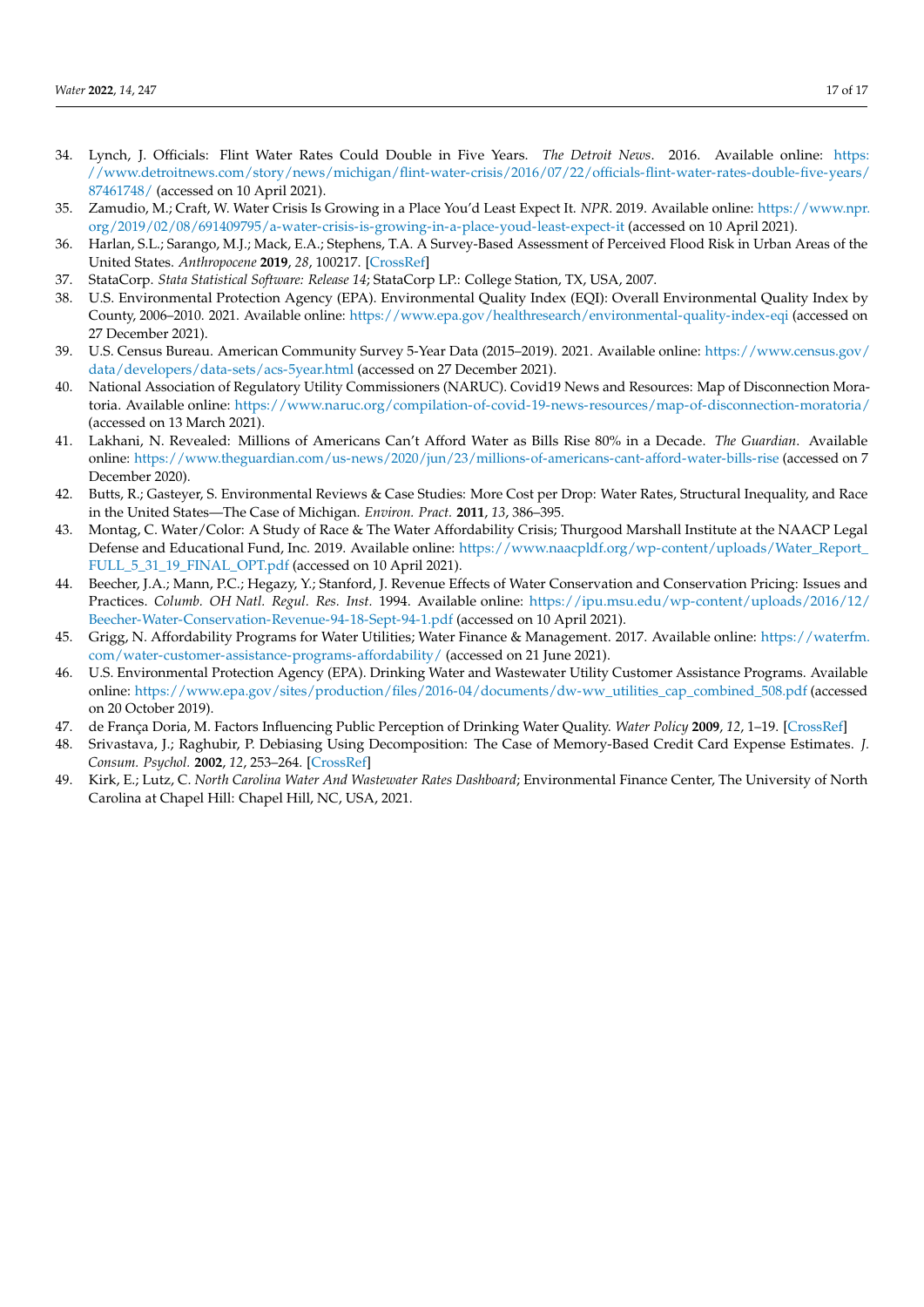34. Lynch, J. Officials: Flint Water Rates Could Double in Five Years. *The Detroit News*. 2016. Available online: https://www.detroitnews.com/story/news/michigan/flint-water-crisis/2016/07/22/officials-flint-water-rates-double-five-years/87461748/ (accessed on 10 April 2021).
35. Zamudio, M.; Craft, W. Water Crisis Is Growing in a Place You'd Least Expect It. *NPR*. 2019. Available online: https://www.npr.org/2019/02/08/691409795/a-water-crisis-is-growing-in-a-place-youd-least-expect-it (accessed on 10 April 2021).
36. Harlan, S.L.; Sarango, M.J.; Mack, E.A.; Stephens, T.A. A Survey-Based Assessment of Perceived Flood Risk in Urban Areas of the United States. *Anthropocene* **2019**, *28*, 100217. [CrossRef]
37. StataCorp. *Stata Statistical Software: Release 14*; StataCorp LP.: College Station, TX, USA, 2007.
38. U.S. Environmental Protection Agency (EPA). Environmental Quality Index (EQI): Overall Environmental Quality Index by County, 2006–2010. 2021. Available online: https://www.epa.gov/healthresearch/environmental-quality-index-eqi (accessed on 27 December 2021).
39. U.S. Census Bureau. American Community Survey 5-Year Data (2015–2019). 2021. Available online: https://www.census.gov/data/developers/data-sets/acs-5year.html (accessed on 27 December 2021).
40. National Association of Regulatory Utility Commissioners (NARUC). Covid19 News and Resources: Map of Disconnection Moratoria. Available online: https://www.naruc.org/compilation-of-covid-19-news-resources/map-of-disconnection-moratoria/ (accessed on 13 March 2021).
41. Lakhani, N. Revealed: Millions of Americans Can't Afford Water as Bills Rise 80% in a Decade. *The Guardian*. Available online: https://www.theguardian.com/us-news/2020/jun/23/millions-of-americans-cant-afford-water-bills-rise (accessed on 7 December 2020).
42. Butts, R.; Gasteyer, S. Environmental Reviews & Case Studies: More Cost per Drop: Water Rates, Structural Inequality, and Race in the United States—The Case of Michigan. *Environ. Pract.* **2011**, *13*, 386–395.
43. Montag, C. Water/Color: A Study of Race & The Water Affordability Crisis; Thurgood Marshall Institute at the NAACP Legal Defense and Educational Fund, Inc. 2019. Available online: https://www.naacpldf.org/wp-content/uploads/Water_Report_FULL_5_31_19_FINAL_OPT.pdf (accessed on 10 April 2021).
44. Beecher, J.A.; Mann, P.C.; Hegazy, Y.; Stanford, J. Revenue Effects of Water Conservation and Conservation Pricing: Issues and Practices. *Columb. OH Natl. Regul. Res. Inst.* 1994. Available online: https://ipu.msu.edu/wp-content/uploads/2016/12/Beecher-Water-Conservation-Revenue-94-18-Sept-94-1.pdf (accessed on 10 April 2021).
45. Grigg, N. Affordability Programs for Water Utilities; Water Finance & Management. 2017. Available online: https://waterfm.com/water-customer-assistance-programs-affordability/ (accessed on 21 June 2021).
46. U.S. Environmental Protection Agency (EPA). Drinking Water and Wastewater Utility Customer Assistance Programs. Available online: https://www.epa.gov/sites/production/files/2016-04/documents/dw-ww_utilities_cap_combined_508.pdf (accessed on 20 October 2019).
47. de França Doria, M. Factors Influencing Public Perception of Drinking Water Quality. *Water Policy* **2009**, *12*, 1–19. [CrossRef]
48. Srivastava, J.; Raghubir, P. Debiasing Using Decomposition: The Case of Memory-Based Credit Card Expense Estimates. *J. Consum. Psychol.* **2002**, *12*, 253–264. [CrossRef]
49. Kirk, E.; Lutz, C. *North Carolina Water And Wastewater Rates Dashboard*; Environmental Finance Center, The University of North Carolina at Chapel Hill: Chapel Hill, NC, USA, 2021.